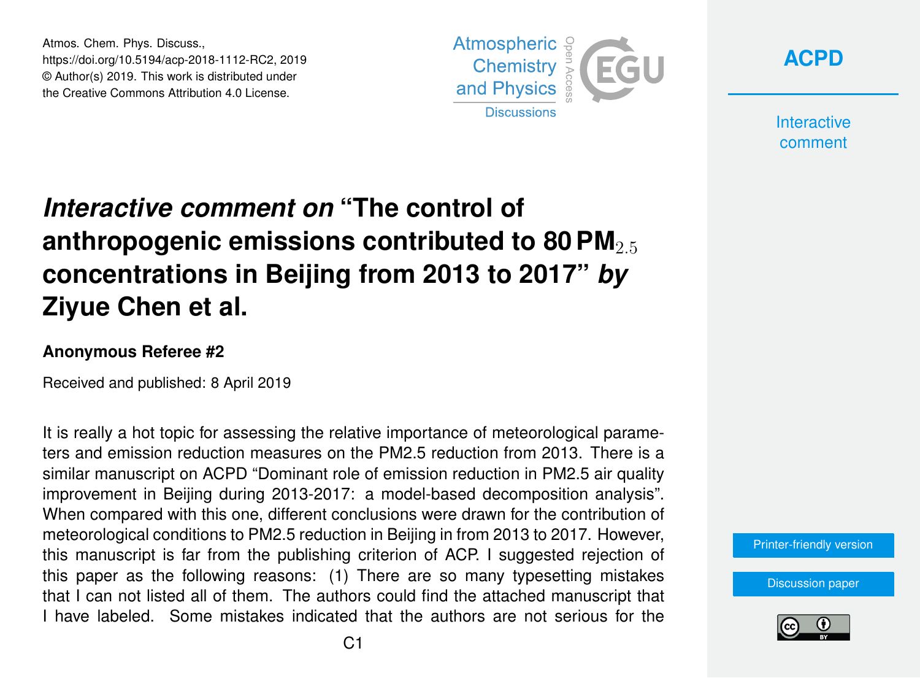# *Interactive comment on* "The control of anthropogenic emissions contributed to 80 $PM_{2.5}$ concentrations in Beijing from 2013 to 2017" *by* Ziyue Chen et al.

### Anonymous Referee #2

Received and published: 8 April 2019

It is really a hot topic for assessing the relative importance of meteorological parameters and emission reduction measures on the PM2.5 reduction from 2013. There is a similar manuscript on ACPD "Dominant role of emission reduction in PM2.5 air quality improvement in Beijing during 2013-2017: a model-based decomposition analysis". When compared with this one, different conclusions were drawn for the contribution of meteorological conditions to PM2.5 reduction in Beijing in from 2013 to 2017. However, this manuscript is far from the publishing criterion of ACP. I suggested rejection of this paper as the following reasons: (1) There are so many typesetting mistakes that I can not listed all of them. The authors could find the attached manuscript that I have labeled. Some mistakes indicated that the authors are not serious for the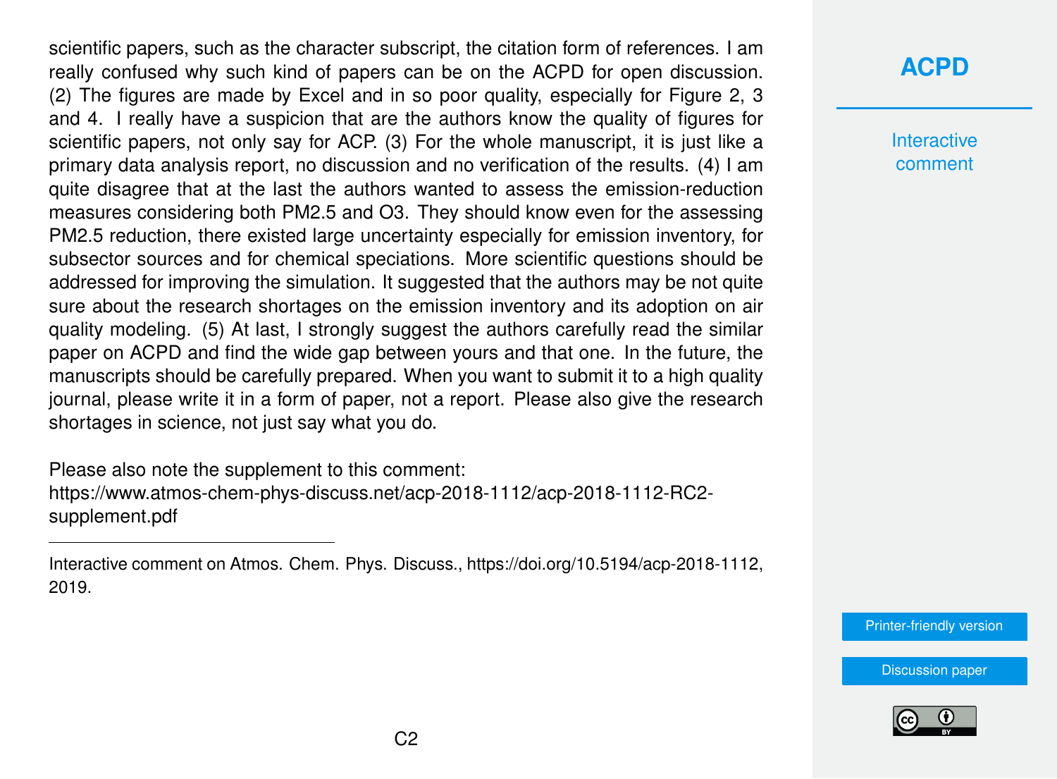scientific papers, such as the character subscript, the citation form of references. I am really confused why such kind of papers can be on the ACPD for open discussion. (2) The figures are made by Excel and in so poor quality, especially for Figure 2, 3 and 4. I really have a suspicion that are the authors know the quality of figures for scientific papers, not only say for ACP. (3) For the whole manuscript, it is just like a primary data analysis report, no discussion and no verification of the results. (4) I am quite disagree that at the last the authors wanted to assess the emission-reduction measures considering both PM2.5 and O3. They should know even for the assessing PM2.5 reduction, there existed large uncertainty especially for emission inventory, for subsector sources and for chemical speciations. More scientific questions should be addressed for improving the simulation. It suggested that the authors may be not quite sure about the research shortages on the emission inventory and its adoption on air quality modeling. (5) At last, I strongly suggest the authors carefully read the similar paper on ACPD and find the wide gap between yours and that one. In the future, the manuscripts should be carefully prepared. When you want to submit it to a high quality journal, please write it in a form of paper, not a report. Please also give the research shortages in science, not just say what you do.

Please also note the supplement to this comment:
https://www.atmos-chem-phys-discuss.net/acp-2018-1112/acp-2018-1112-RC2-supplement.pdf

---

Interactive comment on Atmos. Chem. Phys. Discuss., https://doi.org/10.5194/acp-2018-1112, 2019.